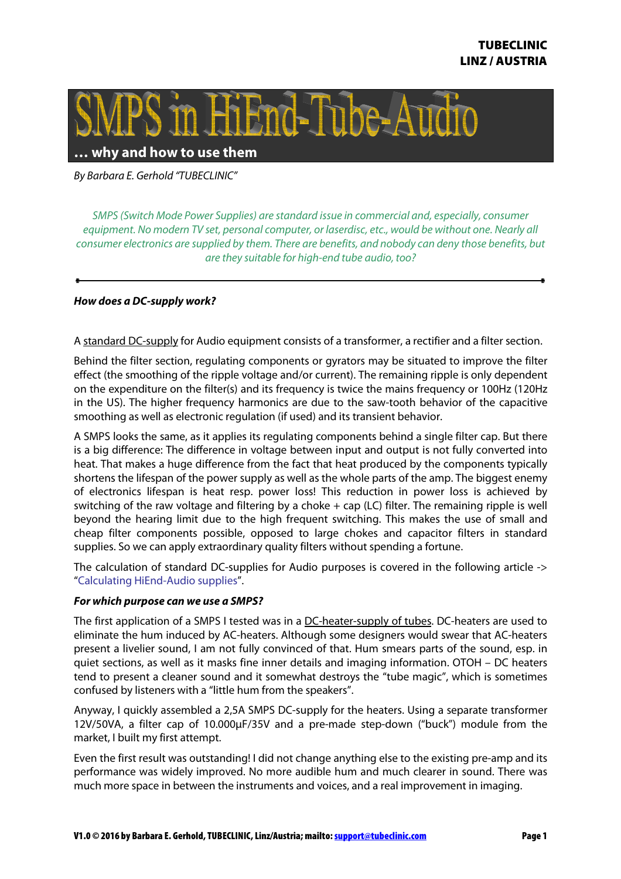TUBECLINIC
LINZ / AUSTRIA

# SMPS in HiEnd-Tube-Audio

**… why and how to use them**

*By Barbara E. Gerhold "TUBECLINIC"*

*SMPS (Switch Mode Power Supplies) are standard issue in commercial and, especially, consumer equipment. No modern TV set, personal computer, or laserdisc, etc., would be without one. Nearly all consumer electronics are supplied by them. There are benefits, and nobody can deny those benefits, but are they suitable for high-end tube audio, too?*

---

***How does a DC-supply work?***

A standard DC-supply for Audio equipment consists of a transformer, a rectifier and a filter section.

Behind the filter section, regulating components or gyrators may be situated to improve the filter effect (the smoothing of the ripple voltage and/or current). The remaining ripple is only dependent on the expenditure on the filter(s) and its frequency is twice the mains frequency or 100Hz (120Hz in the US). The higher frequency harmonics are due to the saw-tooth behavior of the capacitive smoothing as well as electronic regulation (if used) and its transient behavior.

A SMPS looks the same, as it applies its regulating components behind a single filter cap. But there is a big difference: The difference in voltage between input and output is not fully converted into heat. That makes a huge difference from the fact that heat produced by the components typically shortens the lifespan of the power supply as well as the whole parts of the amp. The biggest enemy of electronics lifespan is heat resp. power loss! This reduction in power loss is achieved by switching of the raw voltage and filtering by a choke + cap (LC) filter. The remaining ripple is well beyond the hearing limit due to the high frequent switching. This makes the use of small and cheap filter components possible, opposed to large chokes and capacitor filters in standard supplies. So we can apply extraordinary quality filters without spending a fortune.

The calculation of standard DC-supplies for Audio purposes is covered in the following article -> "Calculating HiEnd-Audio supplies".

***For which purpose can we use a SMPS?***

The first application of a SMPS I tested was in a DC-heater-supply of tubes. DC-heaters are used to eliminate the hum induced by AC-heaters. Although some designers would swear that AC-heaters present a livelier sound, I am not fully convinced of that. Hum smears parts of the sound, esp. in quiet sections, as well as it masks fine inner details and imaging information. OTOH – DC heaters tend to present a cleaner sound and it somewhat destroys the "tube magic", which is sometimes confused by listeners with a "little hum from the speakers".

Anyway, I quickly assembled a 2,5A SMPS DC-supply for the heaters. Using a separate transformer 12V/50VA, a filter cap of 10.000µF/35V and a pre-made step-down ("buck") module from the market, I built my first attempt.

Even the first result was outstanding! I did not change anything else to the existing pre-amp and its performance was widely improved. No more audible hum and much clearer in sound. There was much more space in between the instruments and voices, and a real improvement in imaging.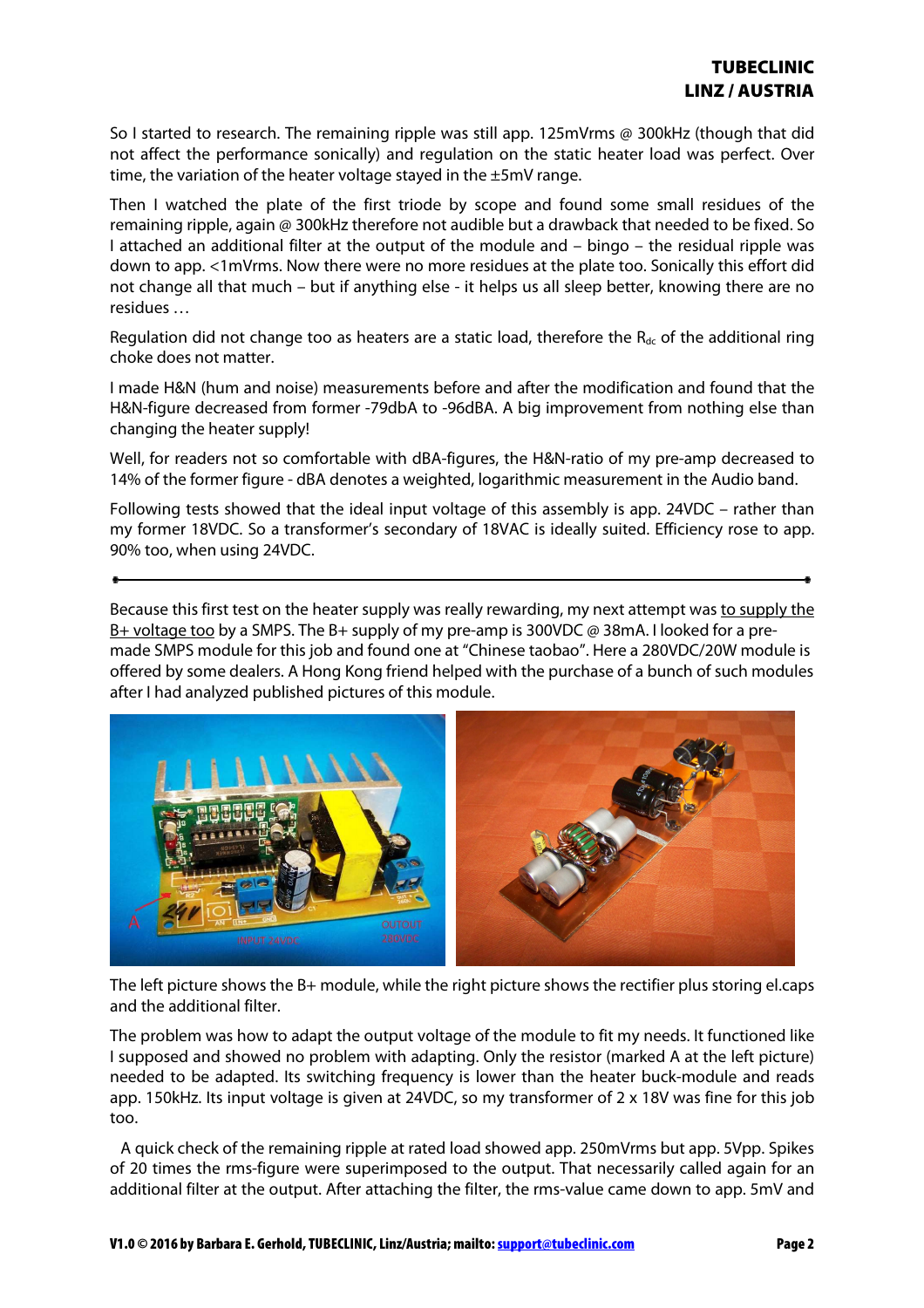So I started to research. The remaining ripple was still app. 125mVrms @ 300kHz (though that did not affect the performance sonically) and regulation on the static heater load was perfect. Over time, the variation of the heater voltage stayed in the ±5mV range.

Then I watched the plate of the first triode by scope and found some small residues of the remaining ripple, again @ 300kHz therefore not audible but a drawback that needed to be fixed. So I attached an additional filter at the output of the module and – bingo – the residual ripple was down to app. <1mVrms. Now there were no more residues at the plate too. Sonically this effort did not change all that much – but if anything else - it helps us all sleep better, knowing there are no residues …

Regulation did not change too as heaters are a static load, therefore the $R_{dc}$ of the additional ring choke does not matter.

I made H&N (hum and noise) measurements before and after the modification and found that the H&N-figure decreased from former -79dbA to -96dBA. A big improvement from nothing else than changing the heater supply!

Well, for readers not so comfortable with dBA-figures, the H&N-ratio of my pre-amp decreased to 14% of the former figure - dBA denotes a weighted, logarithmic measurement in the Audio band.

Following tests showed that the ideal input voltage of this assembly is app. 24VDC – rather than my former 18VDC. So a transformer's secondary of 18VAC is ideally suited. Efficiency rose to app. 90% too, when using 24VDC.

---

Because this first test on the heater supply was really rewarding, my next attempt was to supply the B+ voltage too by a SMPS. The B+ supply of my pre-amp is 300VDC @ 38mA. I looked for a pre-made SMPS module for this job and found one at "Chinese taobao". Here a 280VDC/20W module is offered by some dealers. A Hong Kong friend helped with the purchase of a bunch of such modules after I had analyzed published pictures of this module.

The left picture shows the B+ module, while the right picture shows the rectifier plus storing el.caps and the additional filter.

The problem was how to adapt the output voltage of the module to fit my needs. It functioned like I supposed and showed no problem with adapting. Only the resistor (marked A at the left picture) needed to be adapted. Its switching frequency is lower than the heater buck-module and reads app. 150kHz. Its input voltage is given at 24VDC, so my transformer of 2 x 18V was fine for this job too.

A quick check of the remaining ripple at rated load showed app. 250mVrms but app. 5Vpp. Spikes of 20 times the rms-figure were superimposed to the output. That necessarily called again for an additional filter at the output. After attaching the filter, the rms-value came down to app. 5mV and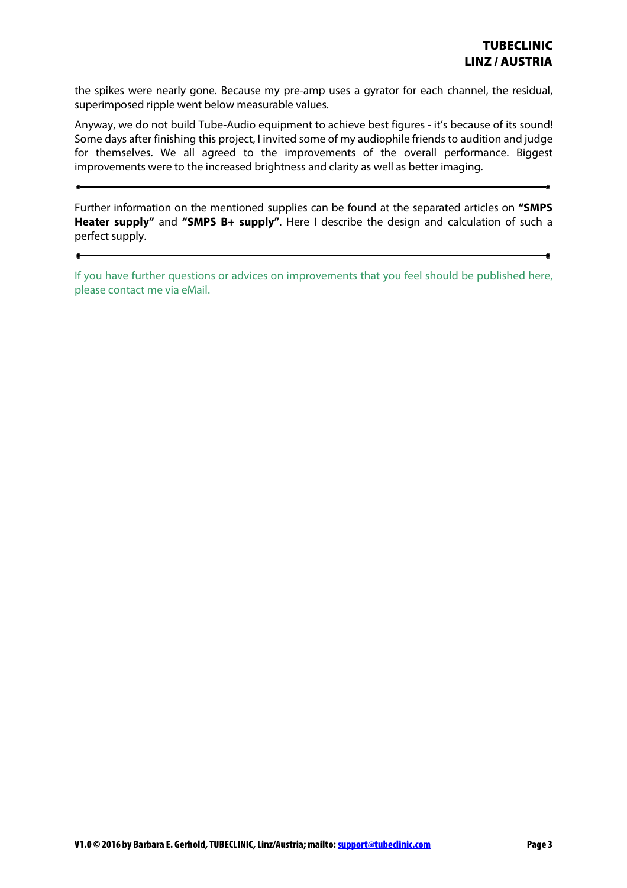the spikes were nearly gone. Because my pre-amp uses a gyrator for each channel, the residual, superimposed ripple went below measurable values.

Anyway, we do not build Tube-Audio equipment to achieve best figures - it's because of its sound! Some days after finishing this project, I invited some of my audiophile friends to audition and judge for themselves. We all agreed to the improvements of the overall performance. Biggest improvements were to the increased brightness and clarity as well as better imaging.

---

Further information on the mentioned supplies can be found at the separated articles on **"SMPS Heater supply"** and **"SMPS B+ supply"**. Here I describe the design and calculation of such a perfect supply.

---

If you have further questions or advices on improvements that you feel should be published here, please contact me via eMail.